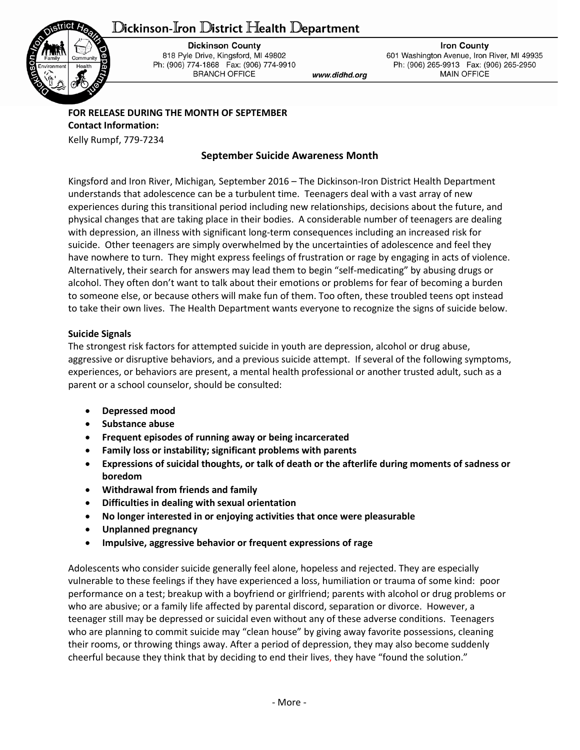# Dickinson-Iron District Health Department

**Dickinson County**
818 Pyle Drive, Kingsford, MI 49802
Ph: (906) 774-1868 Fax: (906) 774-9910
BRANCH OFFICE

www.didhd.org

**Iron County**
601 Washington Avenue, Iron River, MI 49935
Ph: (906) 265-9913 Fax: (906) 265-2950
MAIN OFFICE

**FOR RELEASE DURING THE MONTH OF SEPTEMBER**
**Contact Information:**
Kelly Rumpf, 779-7234

## September Suicide Awareness Month

Kingsford and Iron River, Michigan, September 2016 – The Dickinson-Iron District Health Department understands that adolescence can be a turbulent time. Teenagers deal with a vast array of new experiences during this transitional period including new relationships, decisions about the future, and physical changes that are taking place in their bodies. A considerable number of teenagers are dealing with depression, an illness with significant long-term consequences including an increased risk for suicide. Other teenagers are simply overwhelmed by the uncertainties of adolescence and feel they have nowhere to turn. They might express feelings of frustration or rage by engaging in acts of violence. Alternatively, their search for answers may lead them to begin "self-medicating" by abusing drugs or alcohol. They often don't want to talk about their emotions or problems for fear of becoming a burden to someone else, or because others will make fun of them. Too often, these troubled teens opt instead to take their own lives. The Health Department wants everyone to recognize the signs of suicide below.

**Suicide Signals**

The strongest risk factors for attempted suicide in youth are depression, alcohol or drug abuse, aggressive or disruptive behaviors, and a previous suicide attempt. If several of the following symptoms, experiences, or behaviors are present, a mental health professional or another trusted adult, such as a parent or a school counselor, should be consulted:

- **Depressed mood**
- **Substance abuse**
- **Frequent episodes of running away or being incarcerated**
- **Family loss or instability; significant problems with parents**
- **Expressions of suicidal thoughts, or talk of death or the afterlife during moments of sadness or boredom**
- **Withdrawal from friends and family**
- **Difficulties in dealing with sexual orientation**
- **No longer interested in or enjoying activities that once were pleasurable**
- **Unplanned pregnancy**
- **Impulsive, aggressive behavior or frequent expressions of rage**

Adolescents who consider suicide generally feel alone, hopeless and rejected. They are especially vulnerable to these feelings if they have experienced a loss, humiliation or trauma of some kind: poor performance on a test; breakup with a boyfriend or girlfriend; parents with alcohol or drug problems or who are abusive; or a family life affected by parental discord, separation or divorce. However, a teenager still may be depressed or suicidal even without any of these adverse conditions. Teenagers who are planning to commit suicide may "clean house" by giving away favorite possessions, cleaning their rooms, or throwing things away. After a period of depression, they may also become suddenly cheerful because they think that by deciding to end their lives, they have "found the solution."

- More -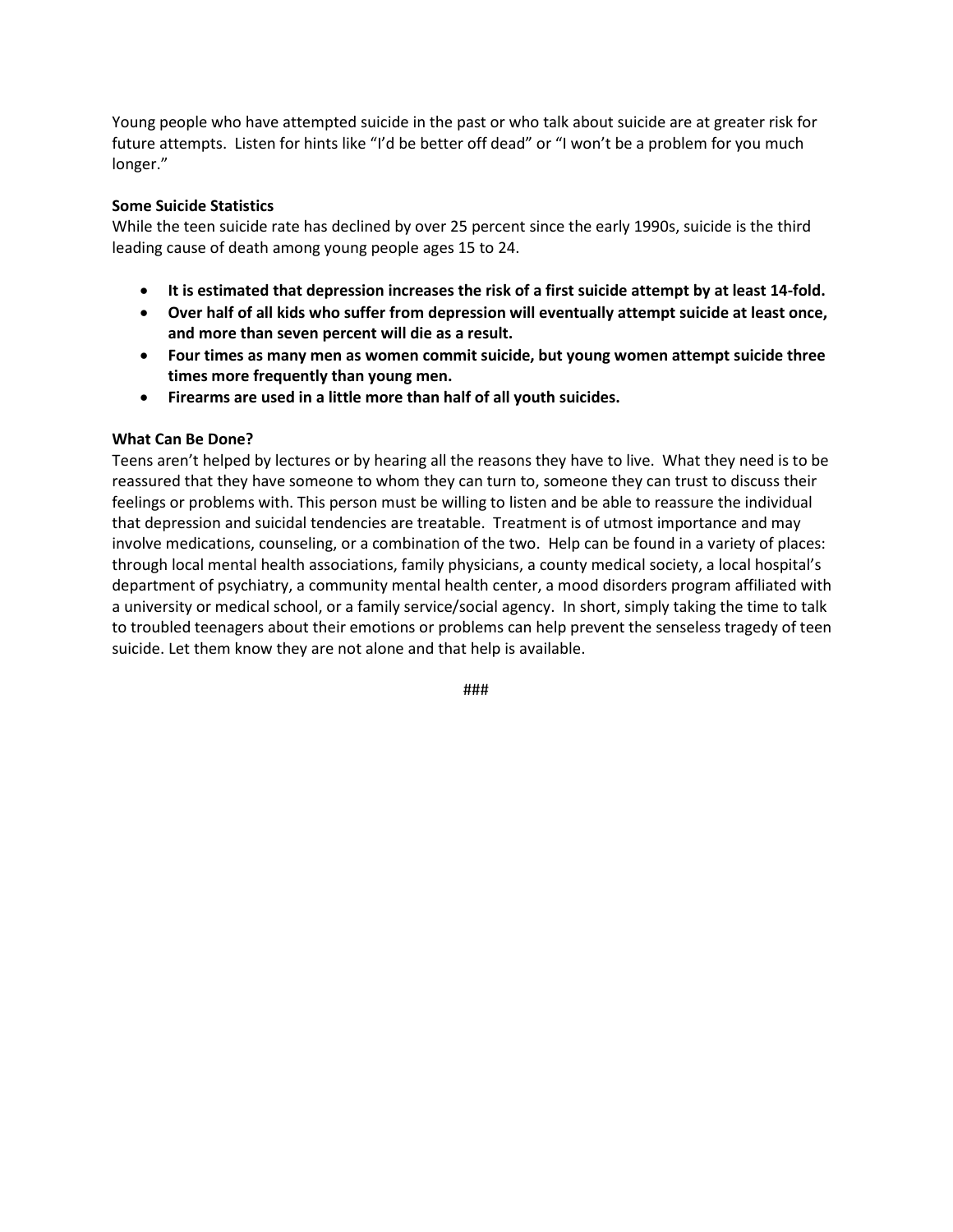Young people who have attempted suicide in the past or who talk about suicide are at greater risk for future attempts. Listen for hints like "I'd be better off dead" or "I won't be a problem for you much longer."

**Some Suicide Statistics**

While the teen suicide rate has declined by over 25 percent since the early 1990s, suicide is the third leading cause of death among young people ages 15 to 24.

- **It is estimated that depression increases the risk of a first suicide attempt by at least 14-fold.**
- **Over half of all kids who suffer from depression will eventually attempt suicide at least once, and more than seven percent will die as a result.**
- **Four times as many men as women commit suicide, but young women attempt suicide three times more frequently than young men.**
- **Firearms are used in a little more than half of all youth suicides.**

**What Can Be Done?**

Teens aren't helped by lectures or by hearing all the reasons they have to live. What they need is to be reassured that they have someone to whom they can turn to, someone they can trust to discuss their feelings or problems with. This person must be willing to listen and be able to reassure the individual that depression and suicidal tendencies are treatable. Treatment is of utmost importance and may involve medications, counseling, or a combination of the two. Help can be found in a variety of places: through local mental health associations, family physicians, a county medical society, a local hospital's department of psychiatry, a community mental health center, a mood disorders program affiliated with a university or medical school, or a family service/social agency. In short, simply taking the time to talk to troubled teenagers about their emotions or problems can help prevent the senseless tragedy of teen suicide. Let them know they are not alone and that help is available.

###